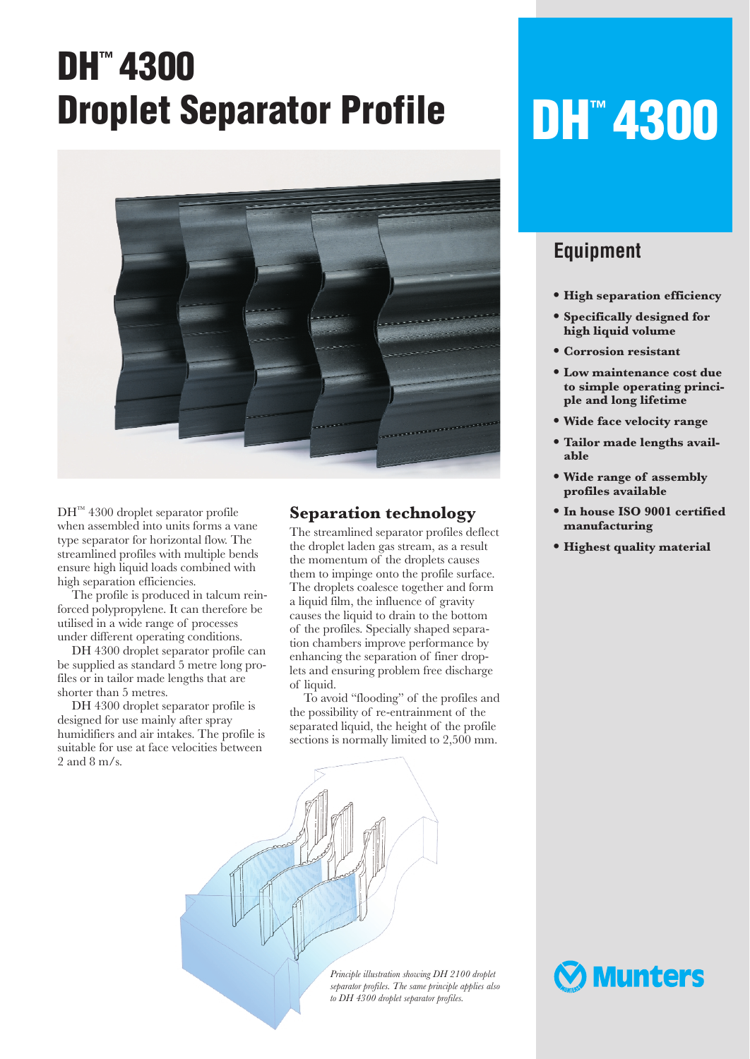# DH™ 4300 Droplet Separator Profile

DH™ 4300 droplet separator profile when assembled into units forms a vane type separator for horizontal flow. The streamlined profiles with multiple bends ensure high liquid loads combined with high separation efficiencies.

The profile is produced in talcum reinforced polypropylene. It can therefore be utilised in a wide range of processes under different operating conditions.

DH 4300 droplet separator profile can be supplied as standard 5 metre long profiles or in tailor made lengths that are shorter than 5 metres.

DH 4300 droplet separator profile is designed for use mainly after spray humidifiers and air intakes. The profile is suitable for use at face velocities between 2 and 8 m/s.

## Separation technology

The streamlined separator profiles deflect the droplet laden gas stream, as a result the momentum of the droplets causes them to impinge onto the profile surface. The droplets coalesce together and form a liquid film, the influence of gravity causes the liquid to drain to the bottom of the profiles. Specially shaped separation chambers improve performance by enhancing the separation of finer droplets and ensuring problem free discharge of liquid.

To avoid "flooding" of the profiles and the possibility of re-entrainment of the separated liquid, the height of the profile sections is normally limited to 2,500 mm.

*Principle illustration showing DH 2100 droplet separator profiles. The same principle applies also to DH 4300 droplet separator profiles.*

# DH™ 4300

## Equipment

- **High separation efficiency**
- **Specifically designed for high liquid volume**
- **Corrosion resistant**
- **Low maintenance cost due to simple operating principle and long lifetime**
- **Wide face velocity range**
- **Tailor made lengths available**
- **Wide range of assembly profiles available**
- **In house ISO 9001 certified manufacturing**
- **Highest quality material**

Munters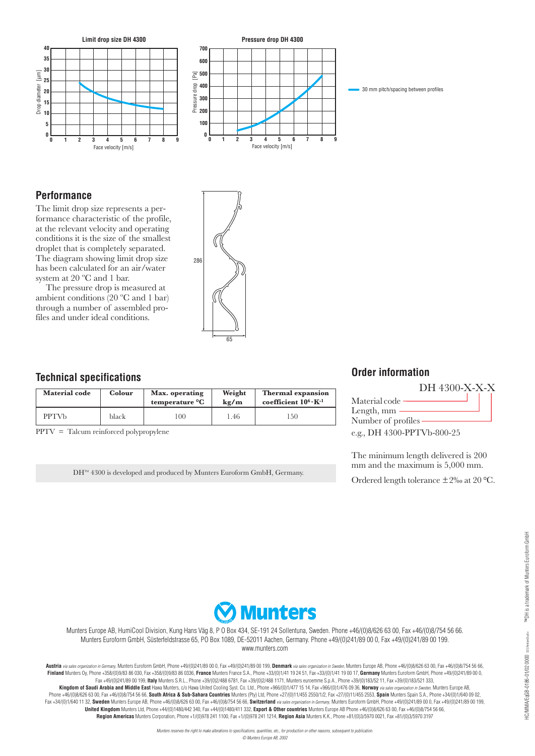Limit drop size DH 4300

Drop diameter [µm]

40
35
30
25
20
15
10
5
0

0 1 2 3 4 5 6 7 8 9

Face velocity [m/s]

Pressure drop DH 4300

Pressure drop [Pa]

700
600
500
400
300
200
100
0

0 1 2 3 4 5 6 7 8 9

Face velocity [m/s]

30 mm pitch/spacing between profiles

## Performance

The limit drop size represents a performance characteristic of the profile, at the relevant velocity and operating conditions it is the size of the smallest droplet that is completely separated. The diagram showing limit drop size has been calculated for an air/water system at 20 °C and 1 bar.

The pressure drop is measured at ambient conditions (20 °C and 1 bar) through a number of assembled profiles and under ideal conditions.

286

65

## Technical specifications

| Material code | Colour | Max. operating temperature °C | Weight kg/m | Thermal expansion coefficient $10^6 \cdot K^{-1}$ |
|---|---|---|---|---|
| PPTVb | black | 100 | 1.46 | 150 |

PPTV = Talcum reinforced polypropylene

DH™ 4300 is developed and produced by Munters Euroform GmbH, Germany.

## Order information

DH 4300-X-X-X

Material code
Length, mm
Number of profiles

e.g., DH 4300-PPTVb-800-25

The minimum length delivered is 200 mm and the maximum is 5,000 mm.

Ordered length tolerance ±2‰ at 20 °C.

Munters

Munters Europe AB, HumiCool Division, Kung Hans Väg 8, P O Box 434, SE-191 24 Sollentuna, Sweden. Phone +46/(0)8/626 63 00, Fax +46/(0)8/754 56 66.
Munters Euroform GmbH, Süsterfeldstrasse 65, PO Box 1089, DE-52011 Aachen, Germany. Phone +49/(0)241/89 00 0, Fax +49/(0)241/89 00 199.
www.munters.com

**Austria** *via sales organization in Germany,* Munters Euroform GmbH, Phone +49/(0)241/89 00 0, Fax +49/(0)241/89 00 199, **Denmark** *via sales organization in Sweden,* Munters Europe AB, Phone +46/(0)8/626 63 00, Fax +46/(0)8/754 56 66, **Finland** Munters Oy, Phone +358/(0)9/83 86 030, Fax +358/(0)9/83 86 0336, **France** Munters France S.A., Phone +33/(0)1/41 19 24 51, Fax +33/(0)1/41 19 00 17, **Germany** Munters Euroform GmbH, Phone +49/(0)241/89 00 0, Fax +49/(0)241/89 00 199, **Italy** Munters S.R.L., Phone +39/(0)2/488 6781, Fax +39/(0)2/488 1171, Munters euroemme S.p.A., Phone +39/(0)183/52 11, Fax +39/(0)183/521 333, **Kingdom of Saudi Arabia and Middle East** Hawa Munters, c/o Hawa United Cooling Syst. Co. Ltd., Phone +966/(0)1/477 15 14, Fax +966/(0)1/476 09 36, **Norway** *via sales organization in Sweden,* Munters Europe AB, Phone +46/(0)8/626 63 00, Fax +46/(0)8/754 56 66, **South Africa & Sub-Sahara Countries** Munters (Pty) Ltd, Phone +27/(0)11/455 2550/1/2, Fax +27/(0)11/455 2553, **Spain** Munters Spain S.A., Phone +34/(0)1/640 09 02, Fax +34/(0)1/640 11 32, **Sweden** Munters Europe AB, Phone +46/(0)8/626 63 00, Fax +46/(0)8/754 56 66, **Switzerland** *via sales organization in Germany,* Munters Euroform GmbH, Phone +49/(0)241/89 00 0, Fax +49/(0)241/89 00 199, **United Kingdom** Munters Ltd, Phone +44/(0)1480/442 340, Fax +44/(0)1480/411 332, **Export & Other countries** Munters Europe AB Phone +46/(0)8/626 63 00, Fax +46/(0)8/754 56 66, **Region Americas** Munters Corporation, Phone +1/(0)978 241 1100, Fax +1/(0)978 241 1214, **Region Asia** Munters K.K., Phone +81/(0)3/5970 0021, Fax +81/(0)3/5970 3197

*Munters reserves the right to make alterations to specifications, quantities, etc., for production or other reasons, subsequent to publication.*
*© Munters Europe AB, 2002*

™DH is a trademark of Munters Euroform GmbH

HC/MMA/EnGB-0186-01/02 0000